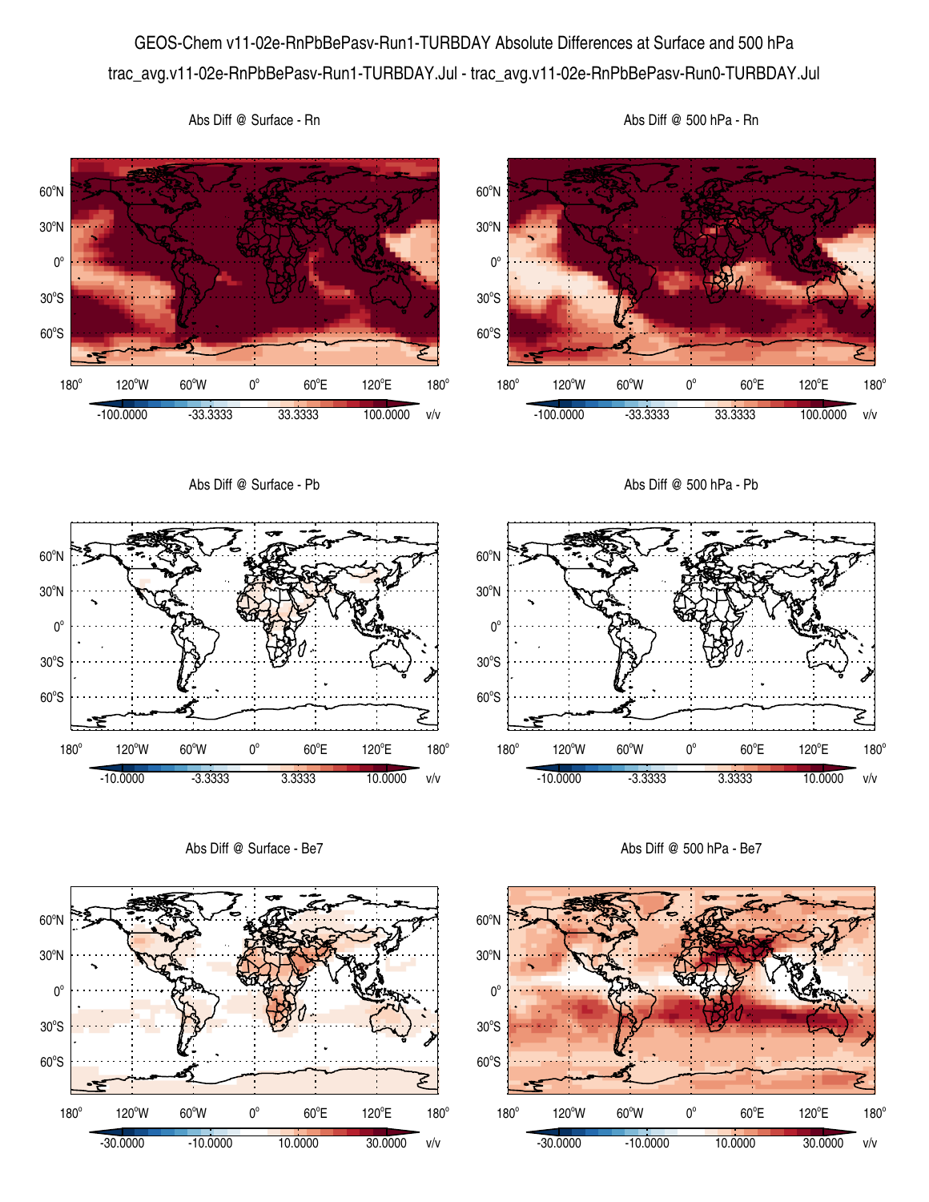# GEOS-Chem v11-02e-RnPbBePasv-Run1-TURBDAY Absolute Differences at Surface and 500 hPa

trac_avg.v11-02e-RnPbBePasv-Run1-TURBDAY.Jul - trac_avg.v11-02e-RnPbBePasv-Run0-TURBDAY.Jul

Abs Diff @ Surface - Rn

Abs Diff @ 500 hPa - Rn

-100.0000 -33.3333 33.3333 100.0000 v/v

Abs Diff @ Surface - Pb

Abs Diff @ 500 hPa - Pb

-10.0000 -3.3333 3.3333 10.0000 v/v

Abs Diff @ Surface - Be7

Abs Diff @ 500 hPa - Be7

-30.0000 -10.0000 10.0000 30.0000 v/v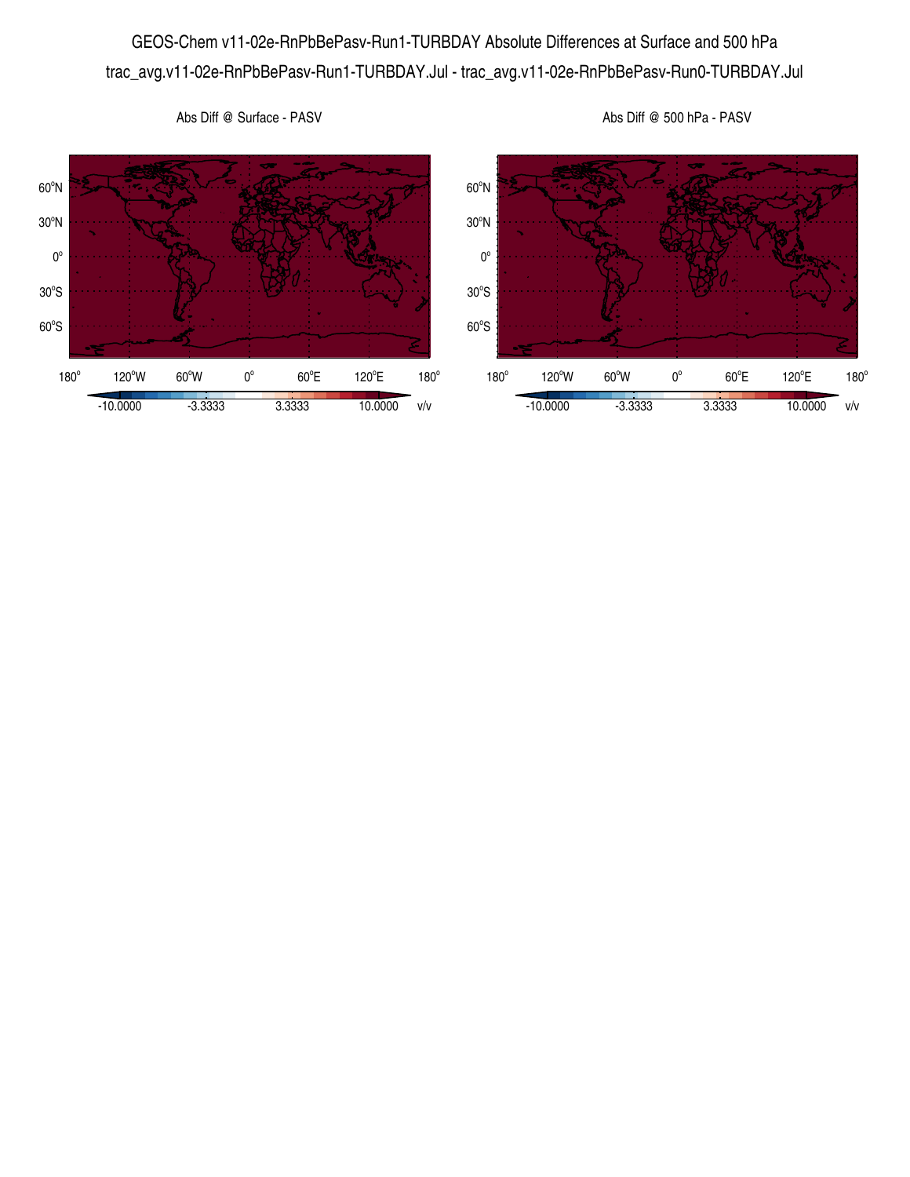GEOS-Chem v11-02e-RnPbBePasv-Run1-TURBDAY Absolute Differences at Surface and 500 hPa

trac_avg.v11-02e-RnPbBePasv-Run1-TURBDAY.Jul - trac_avg.v11-02e-RnPbBePasv-Run0-TURBDAY.Jul

Abs Diff @ Surface - PASV

60°N
30°N
0°
30°S
60°S

180° 120°W 60°W 0° 60°E 120°E 180°

-10.0000 -3.3333 3.3333 10.0000 v/v

Abs Diff @ 500 hPa - PASV

60°N
30°N
0°
30°S
60°S

180° 120°W 60°W 0° 60°E 120°E 180°

-10.0000 -3.3333 3.3333 10.0000 v/v